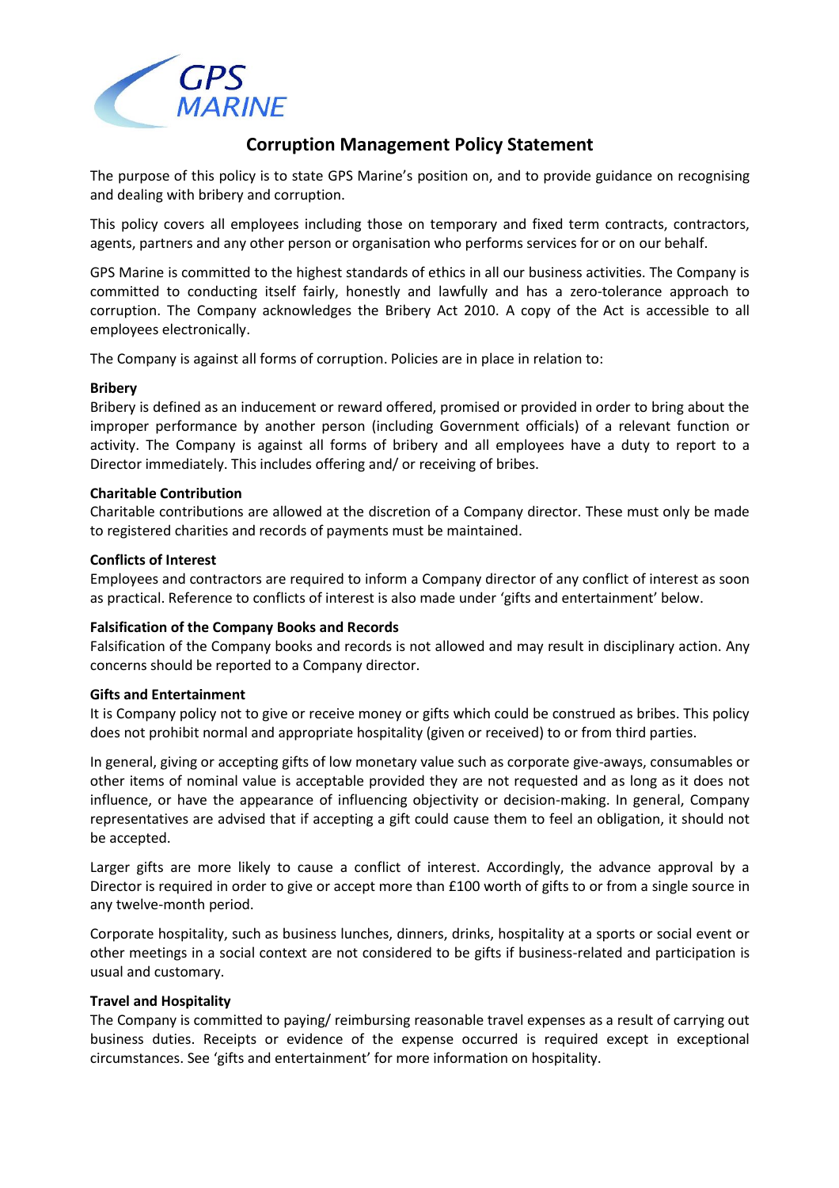GPS MARINE

# Corruption Management Policy Statement

The purpose of this policy is to state GPS Marine's position on, and to provide guidance on recognising and dealing with bribery and corruption.

This policy covers all employees including those on temporary and fixed term contracts, contractors, agents, partners and any other person or organisation who performs services for or on our behalf.

GPS Marine is committed to the highest standards of ethics in all our business activities. The Company is committed to conducting itself fairly, honestly and lawfully and has a zero-tolerance approach to corruption. The Company acknowledges the Bribery Act 2010. A copy of the Act is accessible to all employees electronically.

The Company is against all forms of corruption. Policies are in place in relation to:

**Bribery**
Bribery is defined as an inducement or reward offered, promised or provided in order to bring about the improper performance by another person (including Government officials) of a relevant function or activity. The Company is against all forms of bribery and all employees have a duty to report to a Director immediately. This includes offering and/ or receiving of bribes.

**Charitable Contribution**
Charitable contributions are allowed at the discretion of a Company director. These must only be made to registered charities and records of payments must be maintained.

**Conflicts of Interest**
Employees and contractors are required to inform a Company director of any conflict of interest as soon as practical. Reference to conflicts of interest is also made under 'gifts and entertainment' below.

**Falsification of the Company Books and Records**
Falsification of the Company books and records is not allowed and may result in disciplinary action. Any concerns should be reported to a Company director.

**Gifts and Entertainment**
It is Company policy not to give or receive money or gifts which could be construed as bribes. This policy does not prohibit normal and appropriate hospitality (given or received) to or from third parties.

In general, giving or accepting gifts of low monetary value such as corporate give-aways, consumables or other items of nominal value is acceptable provided they are not requested and as long as it does not influence, or have the appearance of influencing objectivity or decision-making. In general, Company representatives are advised that if accepting a gift could cause them to feel an obligation, it should not be accepted.

Larger gifts are more likely to cause a conflict of interest. Accordingly, the advance approval by a Director is required in order to give or accept more than £100 worth of gifts to or from a single source in any twelve-month period.

Corporate hospitality, such as business lunches, dinners, drinks, hospitality at a sports or social event or other meetings in a social context are not considered to be gifts if business-related and participation is usual and customary.

**Travel and Hospitality**
The Company is committed to paying/ reimbursing reasonable travel expenses as a result of carrying out business duties. Receipts or evidence of the expense occurred is required except in exceptional circumstances. See 'gifts and entertainment' for more information on hospitality.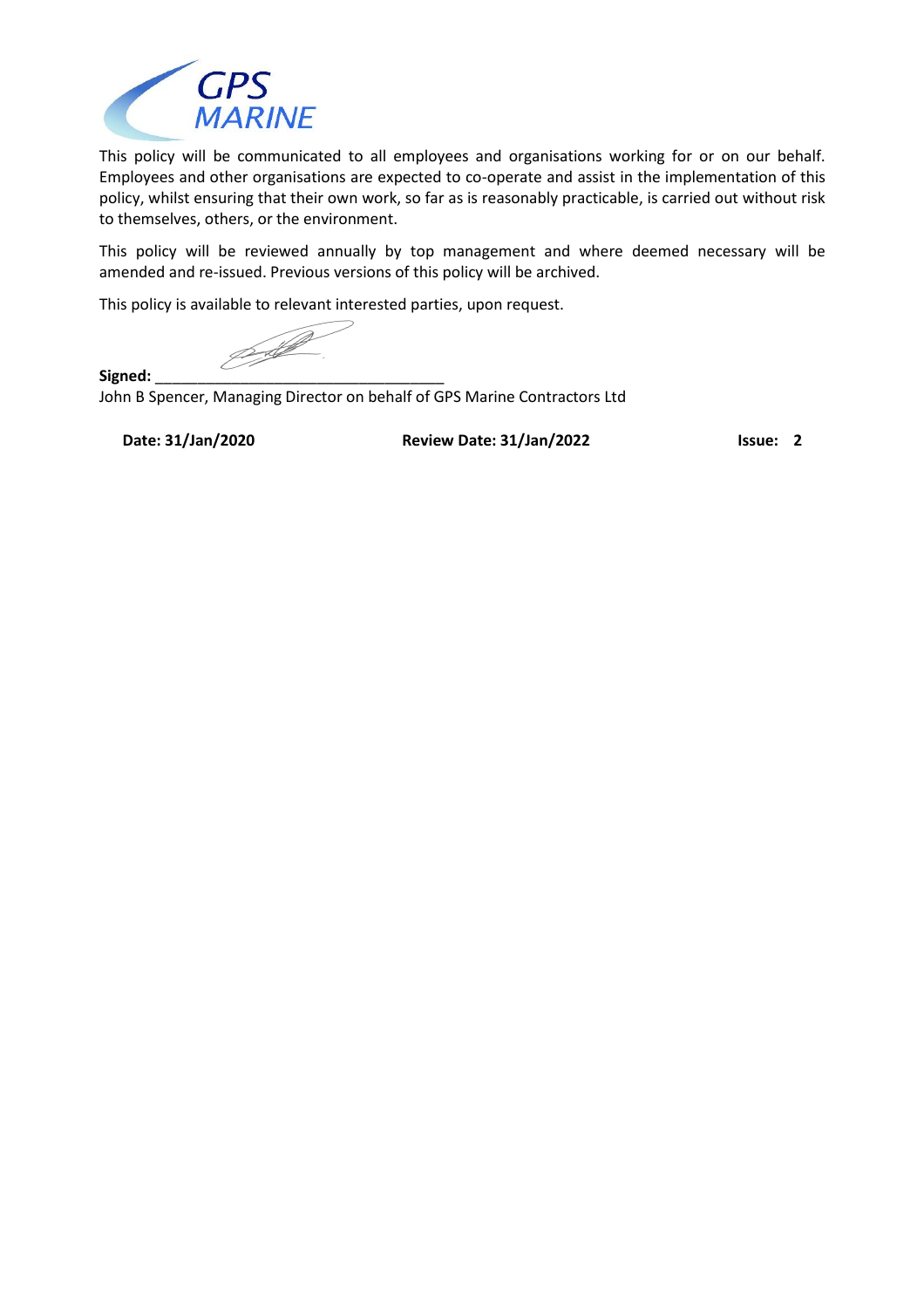This policy will be communicated to all employees and organisations working for or on our behalf. Employees and other organisations are expected to co-operate and assist in the implementation of this policy, whilst ensuring that their own work, so far as is reasonably practicable, is carried out without risk to themselves, others, or the environment.

This policy will be reviewed annually by top management and where deemed necessary will be amended and re-issued. Previous versions of this policy will be archived.

This policy is available to relevant interested parties, upon request.

**Signed:** ___________________________________

John B Spencer, Managing Director on behalf of GPS Marine Contractors Ltd

**Date: 31/Jan/2020** **Review Date: 31/Jan/2022** **Issue: 2**